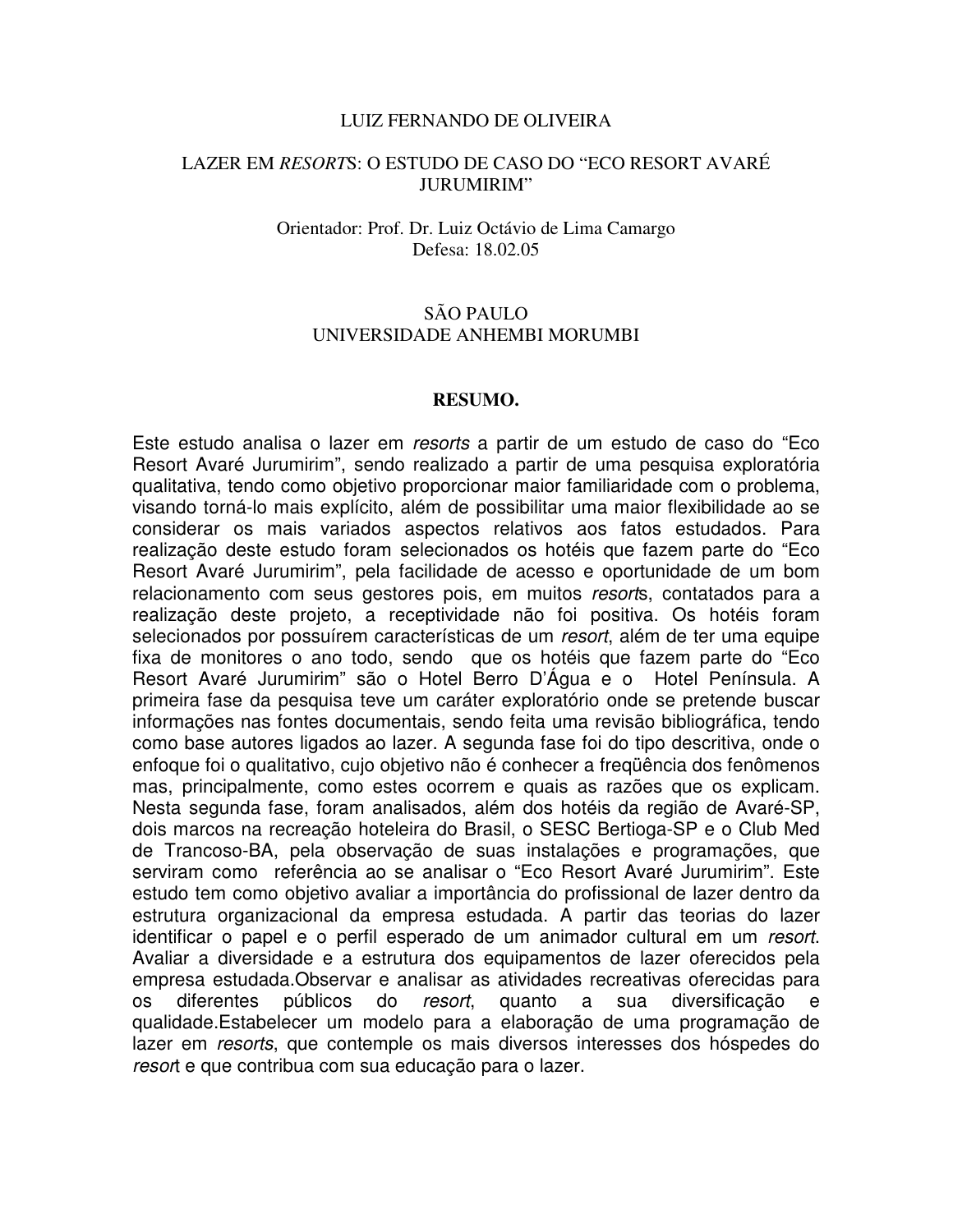LUIZ FERNANDO DE OLIVEIRA

# LAZER EM *RESORT*S: O ESTUDO DE CASO DO "ECO RESORT AVARÉ JURUMIRIM"

Orientador: Prof. Dr. Luiz Octávio de Lima Camargo
Defesa: 18.02.05

SÃO PAULO
UNIVERSIDADE ANHEMBI MORUMBI

## RESUMO.

Este estudo analisa o lazer em *resorts* a partir de um estudo de caso do "Eco Resort Avaré Jurumirim", sendo realizado a partir de uma pesquisa exploratória qualitativa, tendo como objetivo proporcionar maior familiaridade com o problema, visando torná-lo mais explícito, além de possibilitar uma maior flexibilidade ao se considerar os mais variados aspectos relativos aos fatos estudados. Para realização deste estudo foram selecionados os hotéis que fazem parte do "Eco Resort Avaré Jurumirim", pela facilidade de acesso e oportunidade de um bom relacionamento com seus gestores pois, em muitos *resort*s, contatados para a realização deste projeto, a receptividade não foi positiva. Os hotéis foram selecionados por possuírem características de um *resort*, além de ter uma equipe fixa de monitores o ano todo, sendo que os hotéis que fazem parte do "Eco Resort Avaré Jurumirim" são o Hotel Berro D'Água e o Hotel Península. A primeira fase da pesquisa teve um caráter exploratório onde se pretende buscar informações nas fontes documentais, sendo feita uma revisão bibliográfica, tendo como base autores ligados ao lazer. A segunda fase foi do tipo descritiva, onde o enfoque foi o qualitativo, cujo objetivo não é conhecer a freqüência dos fenômenos mas, principalmente, como estes ocorrem e quais as razões que os explicam. Nesta segunda fase, foram analisados, além dos hotéis da região de Avaré-SP, dois marcos na recreação hoteleira do Brasil, o SESC Bertioga-SP e o Club Med de Trancoso-BA, pela observação de suas instalações e programações, que serviram como referência ao se analisar o "Eco Resort Avaré Jurumirim". Este estudo tem como objetivo avaliar a importância do profissional de lazer dentro da estrutura organizacional da empresa estudada. A partir das teorias do lazer identificar o papel e o perfil esperado de um animador cultural em um *resort*. Avaliar a diversidade e a estrutura dos equipamentos de lazer oferecidos pela empresa estudada.Observar e analisar as atividades recreativas oferecidas para os diferentes públicos do *resort*, quanto a sua diversificação e qualidade.Estabelecer um modelo para a elaboração de uma programação de lazer em *resorts*, que contemple os mais diversos interesses dos hóspedes do *resor*t e que contribua com sua educação para o lazer.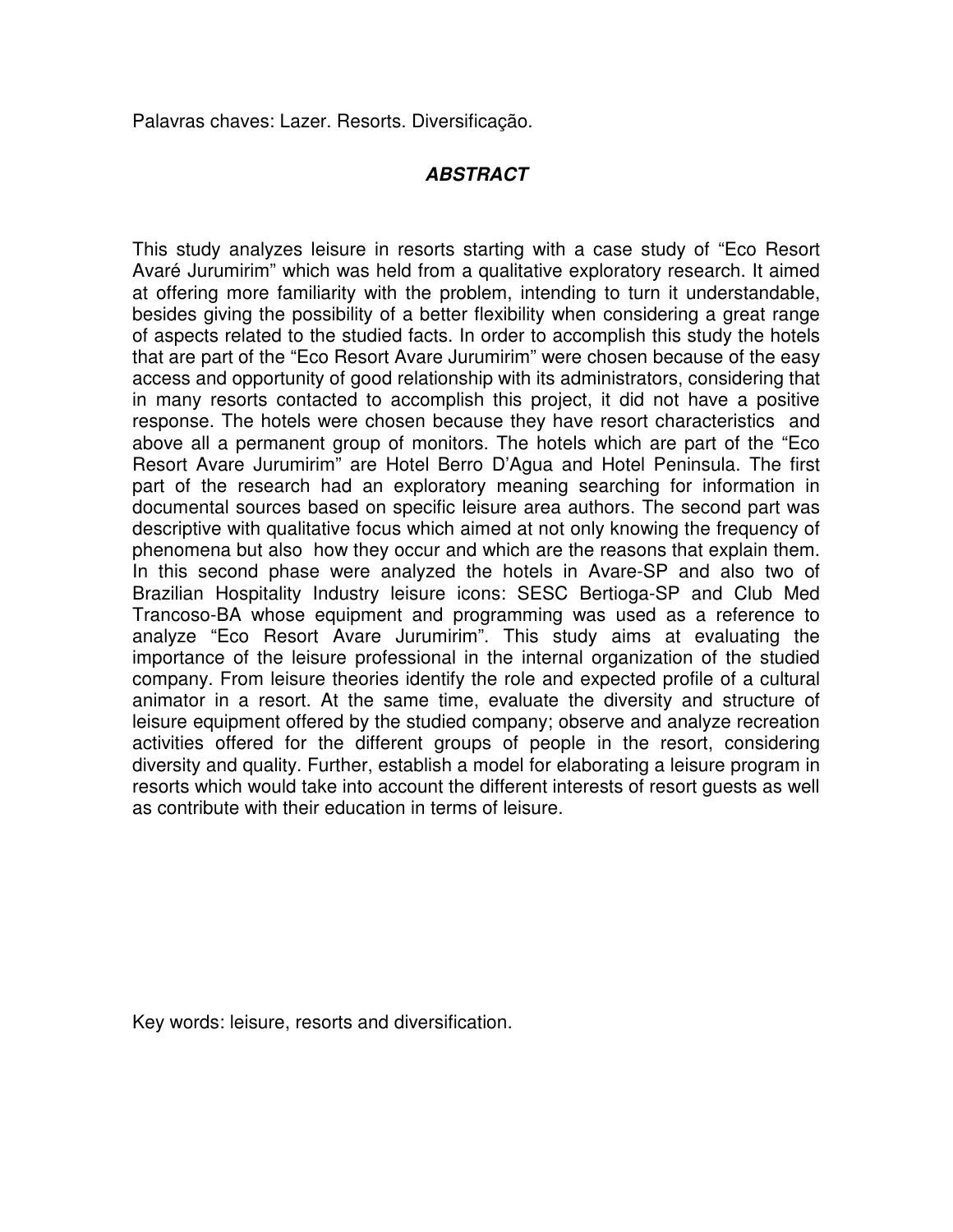Palavras chaves: Lazer. Resorts. Diversificação.

## ***ABSTRACT***

This study analyzes leisure in resorts starting with a case study of "Eco Resort Avaré Jurumirim" which was held from a qualitative exploratory research. It aimed at offering more familiarity with the problem, intending to turn it understandable, besides giving the possibility of a better flexibility when considering a great range of aspects related to the studied facts. In order to accomplish this study the hotels that are part of the "Eco Resort Avare Jurumirim" were chosen because of the easy access and opportunity of good relationship with its administrators, considering that in many resorts contacted to accomplish this project, it did not have a positive response. The hotels were chosen because they have resort characteristics and above all a permanent group of monitors. The hotels which are part of the "Eco Resort Avare Jurumirim" are Hotel Berro D'Agua and Hotel Peninsula. The first part of the research had an exploratory meaning searching for information in documental sources based on specific leisure area authors. The second part was descriptive with qualitative focus which aimed at not only knowing the frequency of phenomena but also how they occur and which are the reasons that explain them. In this second phase were analyzed the hotels in Avare-SP and also two of Brazilian Hospitality Industry leisure icons: SESC Bertioga-SP and Club Med Trancoso-BA whose equipment and programming was used as a reference to analyze "Eco Resort Avare Jurumirim". This study aims at evaluating the importance of the leisure professional in the internal organization of the studied company. From leisure theories identify the role and expected profile of a cultural animator in a resort. At the same time, evaluate the diversity and structure of leisure equipment offered by the studied company; observe and analyze recreation activities offered for the different groups of people in the resort, considering diversity and quality. Further, establish a model for elaborating a leisure program in resorts which would take into account the different interests of resort guests as well as contribute with their education in terms of leisure.

Key words: leisure, resorts and diversification.